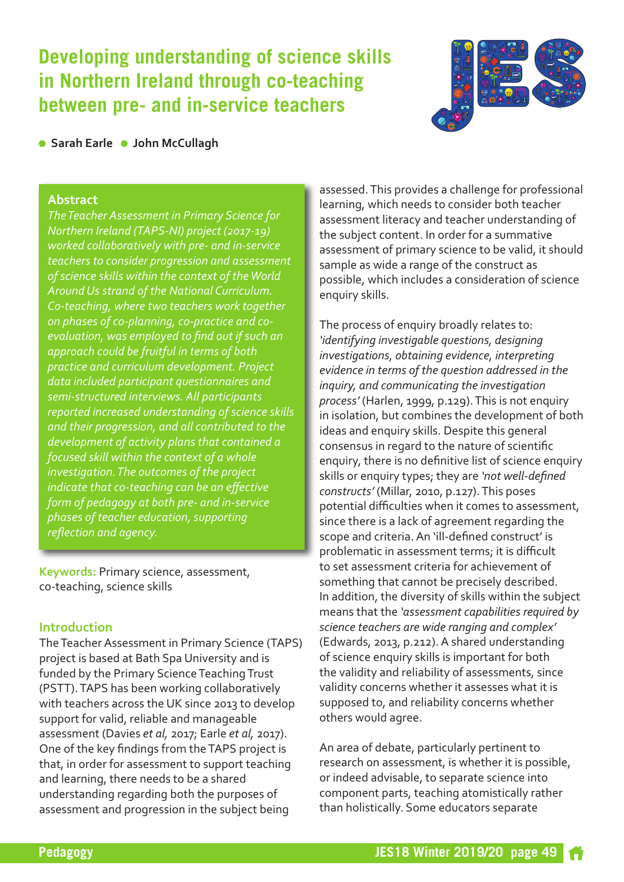# Developing understanding of science skills in Northern Ireland through co-teaching between pre- and in-service teachers

- **Sarah Earle** • **John McCullagh**

## Abstract

*The Teacher Assessment in Primary Science for Northern Ireland (TAPS-NI) project (2017-19) worked collaboratively with pre- and in-service teachers to consider progression and assessment of science skills within the context of the World Around Us strand of the National Curriculum. Co-teaching, where two teachers work together on phases of co-planning, co-practice and co-evaluation, was employed to find out if such an approach could be fruitful in terms of both practice and curriculum development. Project data included participant questionnaires and semi-structured interviews. All participants reported increased understanding of science skills and their progression, and all contributed to the development of activity plans that contained a focused skill within the context of a whole investigation. The outcomes of the project indicate that co-teaching can be an effective form of pedagogy at both pre- and in-service phases of teacher education, supporting reflection and agency.*

**Keywords:** Primary science, assessment, co-teaching, science skills

## Introduction

The Teacher Assessment in Primary Science (TAPS) project is based at Bath Spa University and is funded by the Primary Science Teaching Trust (PSTT). TAPS has been working collaboratively with teachers across the UK since 2013 to develop support for valid, reliable and manageable assessment (Davies *et al,* 2017; Earle *et al,* 2017). One of the key findings from the TAPS project is that, in order for assessment to support teaching and learning, there needs to be a shared understanding regarding both the purposes of assessment and progression in the subject being assessed. This provides a challenge for professional learning, which needs to consider both teacher assessment literacy and teacher understanding of the subject content. In order for a summative assessment of primary science to be valid, it should sample as wide a range of the construct as possible, which includes a consideration of science enquiry skills.

The process of enquiry broadly relates to: *'identifying investigable questions, designing investigations, obtaining evidence, interpreting evidence in terms of the question addressed in the inquiry, and communicating the investigation process'* (Harlen, 1999, p.129). This is not enquiry in isolation, but combines the development of both ideas and enquiry skills. Despite this general consensus in regard to the nature of scientific enquiry, there is no definitive list of science enquiry skills or enquiry types; they are *'not well-defined constructs'* (Millar, 2010, p.127). This poses potential difficulties when it comes to assessment, since there is a lack of agreement regarding the scope and criteria. An 'ill-defined construct' is problematic in assessment terms; it is difficult to set assessment criteria for achievement of something that cannot be precisely described. In addition, the diversity of skills within the subject means that the *'assessment capabilities required by science teachers are wide ranging and complex'* (Edwards, 2013, p.212). A shared understanding of science enquiry skills is important for both the validity and reliability of assessments, since validity concerns whether it assesses what it is supposed to, and reliability concerns whether others would agree.

An area of debate, particularly pertinent to research on assessment, is whether it is possible, or indeed advisable, to separate science into component parts, teaching atomistically rather than holistically. Some educators separate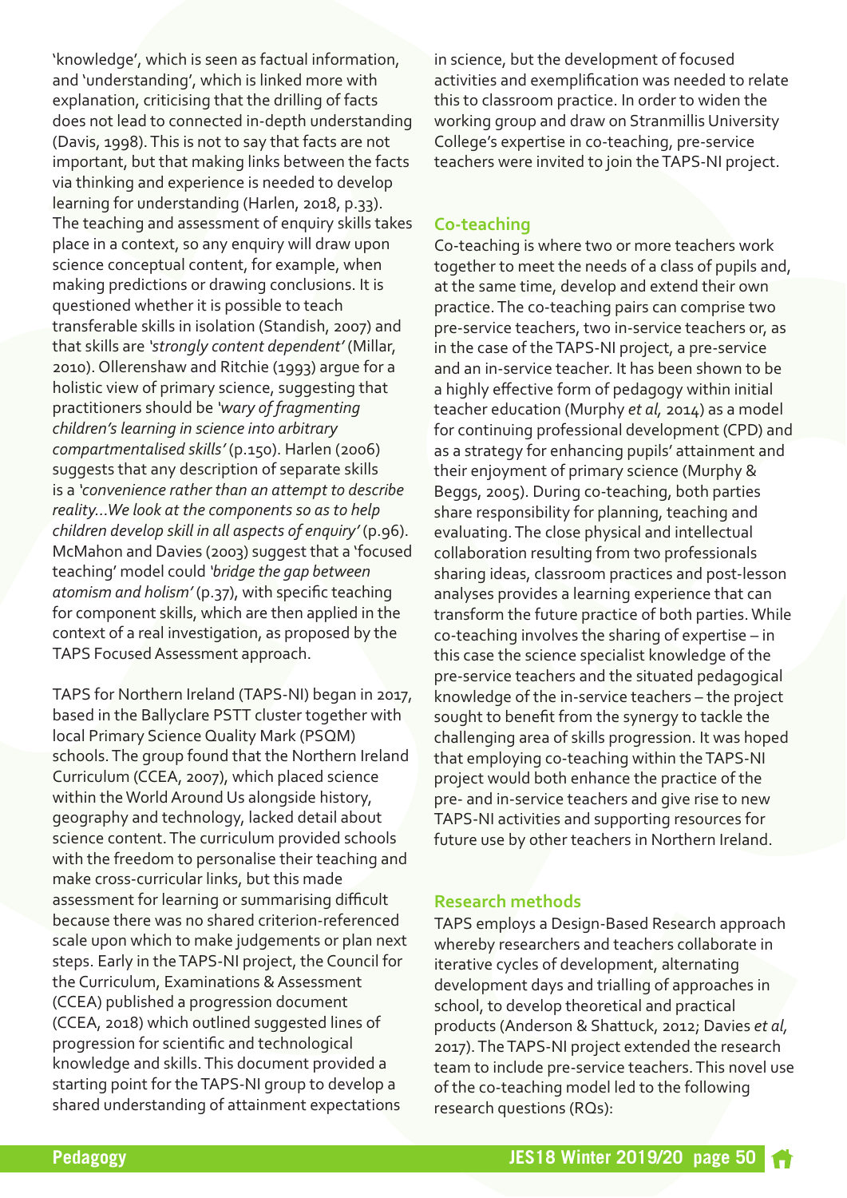'knowledge', which is seen as factual information, and 'understanding', which is linked more with explanation, criticising that the drilling of facts does not lead to connected in-depth understanding (Davis, 1998). This is not to say that facts are not important, but that making links between the facts via thinking and experience is needed to develop learning for understanding (Harlen, 2018, p.33). The teaching and assessment of enquiry skills takes place in a context, so any enquiry will draw upon science conceptual content, for example, when making predictions or drawing conclusions. It is questioned whether it is possible to teach transferable skills in isolation (Standish, 2007) and that skills are *'strongly content dependent'* (Millar, 2010). Ollerenshaw and Ritchie (1993) argue for a holistic view of primary science, suggesting that practitioners should be *'wary of fragmenting children's learning in science into arbitrary compartmentalised skills'* (p.150). Harlen (2006) suggests that any description of separate skills is a *'convenience rather than an attempt to describe reality...We look at the components so as to help children develop skill in all aspects of enquiry'* (p.96). McMahon and Davies (2003) suggest that a 'focused teaching' model could *'bridge the gap between atomism and holism'* (p.37), with specific teaching for component skills, which are then applied in the context of a real investigation, as proposed by the TAPS Focused Assessment approach.

TAPS for Northern Ireland (TAPS-NI) began in 2017, based in the Ballyclare PSTT cluster together with local Primary Science Quality Mark (PSQM) schools. The group found that the Northern Ireland Curriculum (CCEA, 2007), which placed science within the World Around Us alongside history, geography and technology, lacked detail about science content. The curriculum provided schools with the freedom to personalise their teaching and make cross-curricular links, but this made assessment for learning or summarising difficult because there was no shared criterion-referenced scale upon which to make judgements or plan next steps. Early in the TAPS-NI project, the Council for the Curriculum, Examinations & Assessment (CCEA) published a progression document (CCEA, 2018) which outlined suggested lines of progression for scientific and technological knowledge and skills. This document provided a starting point for the TAPS-NI group to develop a shared understanding of attainment expectations in science, but the development of focused activities and exemplification was needed to relate this to classroom practice. In order to widen the working group and draw on Stranmillis University College's expertise in co-teaching, pre-service teachers were invited to join the TAPS-NI project.

## Co-teaching

Co-teaching is where two or more teachers work together to meet the needs of a class of pupils and, at the same time, develop and extend their own practice. The co-teaching pairs can comprise two pre-service teachers, two in-service teachers or, as in the case of the TAPS-NI project, a pre-service and an in-service teacher. It has been shown to be a highly effective form of pedagogy within initial teacher education (Murphy *et al,* 2014) as a model for continuing professional development (CPD) and as a strategy for enhancing pupils' attainment and their enjoyment of primary science (Murphy & Beggs, 2005). During co-teaching, both parties share responsibility for planning, teaching and evaluating. The close physical and intellectual collaboration resulting from two professionals sharing ideas, classroom practices and post-lesson analyses provides a learning experience that can transform the future practice of both parties. While co-teaching involves the sharing of expertise – in this case the science specialist knowledge of the pre-service teachers and the situated pedagogical knowledge of the in-service teachers – the project sought to benefit from the synergy to tackle the challenging area of skills progression. It was hoped that employing co-teaching within the TAPS-NI project would both enhance the practice of the pre- and in-service teachers and give rise to new TAPS-NI activities and supporting resources for future use by other teachers in Northern Ireland.

## Research methods

TAPS employs a Design-Based Research approach whereby researchers and teachers collaborate in iterative cycles of development, alternating development days and trialling of approaches in school, to develop theoretical and practical products (Anderson & Shattuck, 2012; Davies *et al*, 2017). The TAPS-NI project extended the research team to include pre-service teachers. This novel use of the co-teaching model led to the following research questions (RQs):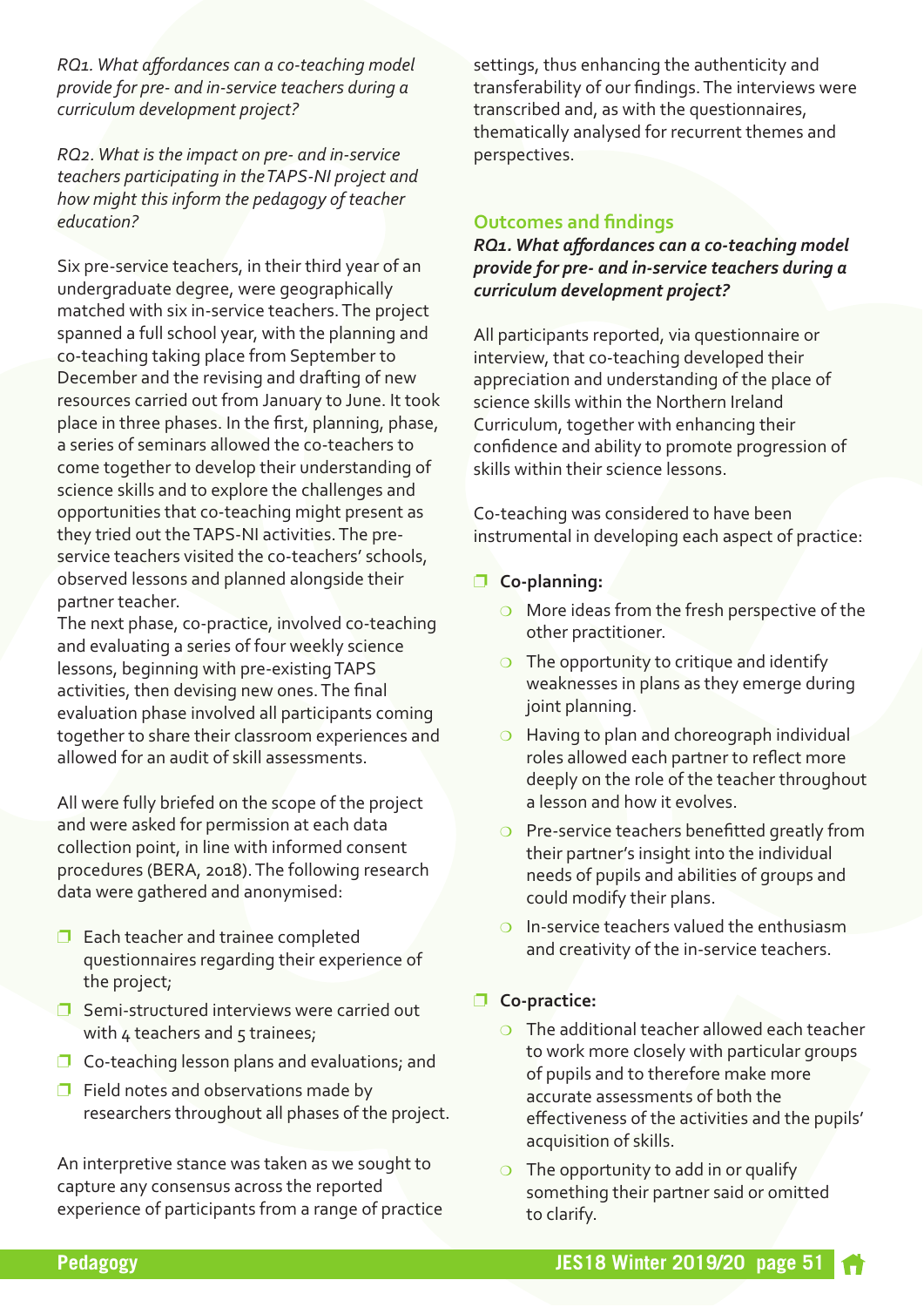*RQ1. What affordances can a co-teaching model provide for pre- and in-service teachers during a curriculum development project?*

*RQ2. What is the impact on pre- and in-service teachers participating in the TAPS-NI project and how might this inform the pedagogy of teacher education?*

Six pre-service teachers, in their third year of an undergraduate degree, were geographically matched with six in-service teachers. The project spanned a full school year, with the planning and co-teaching taking place from September to December and the revising and drafting of new resources carried out from January to June. It took place in three phases. In the first, planning, phase, a series of seminars allowed the co-teachers to come together to develop their understanding of science skills and to explore the challenges and opportunities that co-teaching might present as they tried out the TAPS-NI activities. The pre-service teachers visited the co-teachers' schools, observed lessons and planned alongside their partner teacher.

The next phase, co-practice, involved co-teaching and evaluating a series of four weekly science lessons, beginning with pre-existing TAPS activities, then devising new ones. The final evaluation phase involved all participants coming together to share their classroom experiences and allowed for an audit of skill assessments.

All were fully briefed on the scope of the project and were asked for permission at each data collection point, in line with informed consent procedures (BERA, 2018). The following research data were gathered and anonymised:

- Each teacher and trainee completed questionnaires regarding their experience of the project;
- Semi-structured interviews were carried out with 4 teachers and 5 trainees;
- Co-teaching lesson plans and evaluations; and
- Field notes and observations made by researchers throughout all phases of the project.

An interpretive stance was taken as we sought to capture any consensus across the reported experience of participants from a range of practice settings, thus enhancing the authenticity and transferability of our findings. The interviews were transcribed and, as with the questionnaires, thematically analysed for recurrent themes and perspectives.

## Outcomes and findings

***RQ1. What affordances can a co-teaching model provide for pre- and in-service teachers during a curriculum development project?***

All participants reported, via questionnaire or interview, that co-teaching developed their appreciation and understanding of the place of science skills within the Northern Ireland Curriculum, together with enhancing their confidence and ability to promote progression of skills within their science lessons.

Co-teaching was considered to have been instrumental in developing each aspect of practice:

- **Co-planning:**
  - More ideas from the fresh perspective of the other practitioner.
  - The opportunity to critique and identify weaknesses in plans as they emerge during joint planning.
  - Having to plan and choreograph individual roles allowed each partner to reflect more deeply on the role of the teacher throughout a lesson and how it evolves.
  - Pre-service teachers benefitted greatly from their partner's insight into the individual needs of pupils and abilities of groups and could modify their plans.
  - In-service teachers valued the enthusiasm and creativity of the in-service teachers.
- **Co-practice:**
  - The additional teacher allowed each teacher to work more closely with particular groups of pupils and to therefore make more accurate assessments of both the effectiveness of the activities and the pupils' acquisition of skills.
  - The opportunity to add in or qualify something their partner said or omitted to clarify.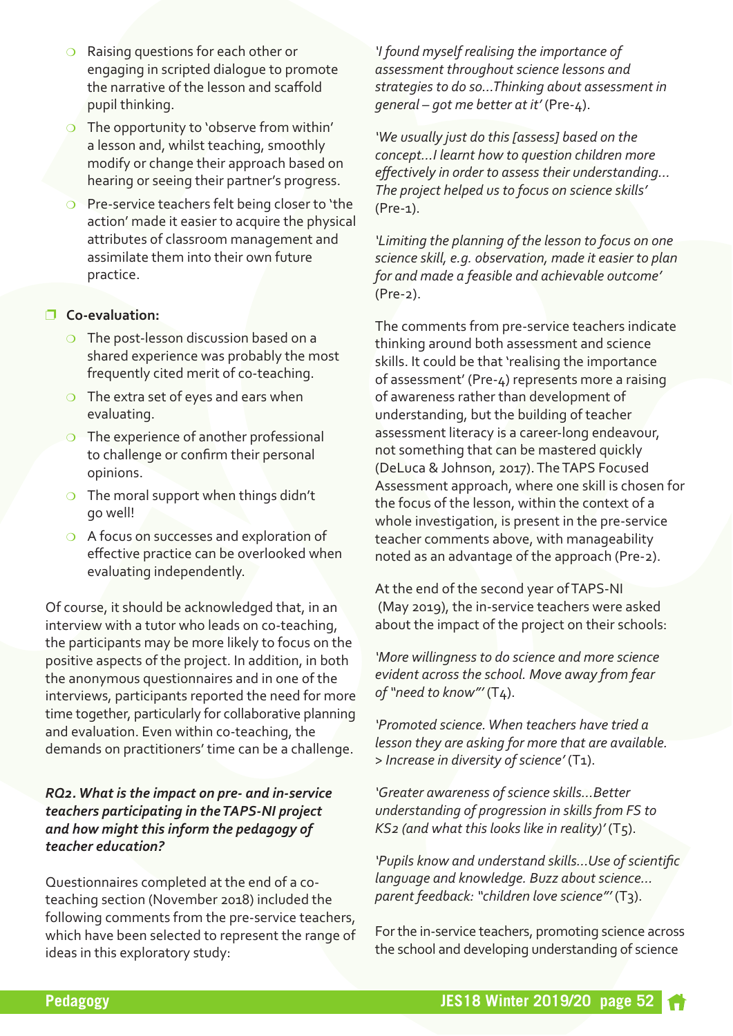- Raising questions for each other or engaging in scripted dialogue to promote the narrative of the lesson and scaffold pupil thinking.
- The opportunity to 'observe from within' a lesson and, whilst teaching, smoothly modify or change their approach based on hearing or seeing their partner's progress.
- Pre-service teachers felt being closer to 'the action' made it easier to acquire the physical attributes of classroom management and assimilate them into their own future practice.

**Co-evaluation:**

- The post-lesson discussion based on a shared experience was probably the most frequently cited merit of co-teaching.
- The extra set of eyes and ears when evaluating.
- The experience of another professional to challenge or confirm their personal opinions.
- The moral support when things didn't go well!
- A focus on successes and exploration of effective practice can be overlooked when evaluating independently.

Of course, it should be acknowledged that, in an interview with a tutor who leads on co-teaching, the participants may be more likely to focus on the positive aspects of the project. In addition, in both the anonymous questionnaires and in one of the interviews, participants reported the need for more time together, particularly for collaborative planning and evaluation. Even within co-teaching, the demands on practitioners' time can be a challenge.

***RQ2. What is the impact on pre- and in-service teachers participating in the TAPS-NI project and how might this inform the pedagogy of teacher education?***

Questionnaires completed at the end of a co-teaching section (November 2018) included the following comments from the pre-service teachers, which have been selected to represent the range of ideas in this exploratory study:

*'I found myself realising the importance of assessment throughout science lessons and strategies to do so...Thinking about assessment in general – got me better at it'* (Pre-4).

*'We usually just do this [assess] based on the concept...I learnt how to question children more effectively in order to assess their understanding... The project helped us to focus on science skills'* (Pre-1).

*'Limiting the planning of the lesson to focus on one science skill, e.g. observation, made it easier to plan for and made a feasible and achievable outcome'* (Pre-2).

The comments from pre-service teachers indicate thinking around both assessment and science skills. It could be that 'realising the importance of assessment' (Pre-4) represents more a raising of awareness rather than development of understanding, but the building of teacher assessment literacy is a career-long endeavour, not something that can be mastered quickly (DeLuca & Johnson, 2017). The TAPS Focused Assessment approach, where one skill is chosen for the focus of the lesson, within the context of a whole investigation, is present in the pre-service teacher comments above, with manageability noted as an advantage of the approach (Pre-2).

At the end of the second year of TAPS-NI (May 2019), the in-service teachers were asked about the impact of the project on their schools:

*'More willingness to do science and more science evident across the school. Move away from fear of "need to know"'* (T4).

*'Promoted science. When teachers have tried a lesson they are asking for more that are available. > Increase in diversity of science'* (T1).

*'Greater awareness of science skills...Better understanding of progression in skills from FS to KS2 (and what this looks like in reality)'* (T5).

*'Pupils know and understand skills...Use of scientific language and knowledge. Buzz about science... parent feedback: "children love science"'* (T3).

For the in-service teachers, promoting science across the school and developing understanding of science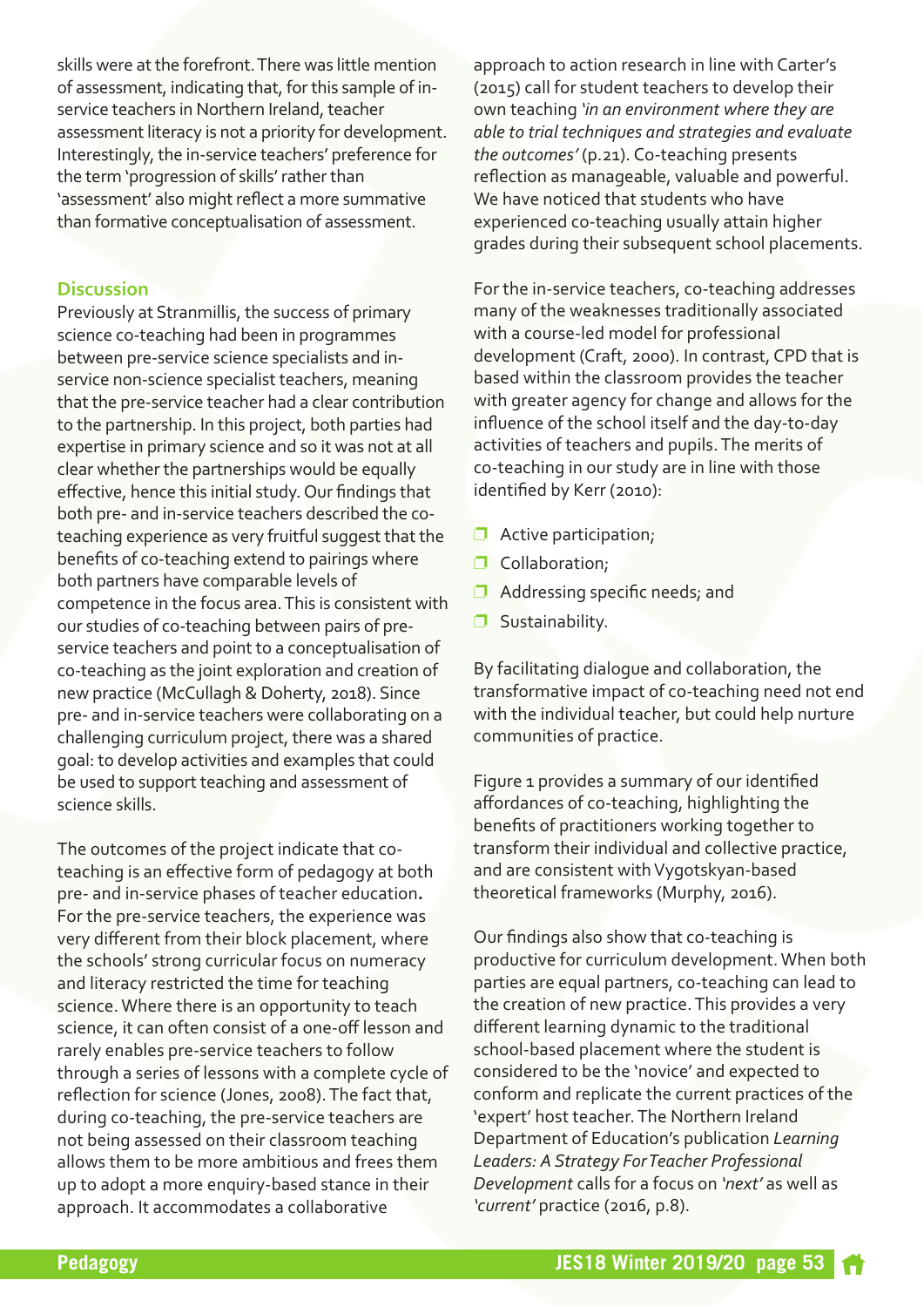skills were at the forefront. There was little mention of assessment, indicating that, for this sample of in-service teachers in Northern Ireland, teacher assessment literacy is not a priority for development. Interestingly, the in-service teachers' preference for the term 'progression of skills' rather than 'assessment' also might reflect a more summative than formative conceptualisation of assessment.

## Discussion

Previously at Stranmillis, the success of primary science co-teaching had been in programmes between pre-service science specialists and in-service non-science specialist teachers, meaning that the pre-service teacher had a clear contribution to the partnership. In this project, both parties had expertise in primary science and so it was not at all clear whether the partnerships would be equally effective, hence this initial study. Our findings that both pre- and in-service teachers described the co-teaching experience as very fruitful suggest that the benefits of co-teaching extend to pairings where both partners have comparable levels of competence in the focus area. This is consistent with our studies of co-teaching between pairs of pre-service teachers and point to a conceptualisation of co-teaching as the joint exploration and creation of new practice (McCullagh & Doherty, 2018). Since pre- and in-service teachers were collaborating on a challenging curriculum project, there was a shared goal: to develop activities and examples that could be used to support teaching and assessment of science skills.

The outcomes of the project indicate that co-teaching is an effective form of pedagogy at both pre- and in-service phases of teacher education. For the pre-service teachers, the experience was very different from their block placement, where the schools' strong curricular focus on numeracy and literacy restricted the time for teaching science. Where there is an opportunity to teach science, it can often consist of a one-off lesson and rarely enables pre-service teachers to follow through a series of lessons with a complete cycle of reflection for science (Jones, 2008). The fact that, during co-teaching, the pre-service teachers are not being assessed on their classroom teaching allows them to be more ambitious and frees them up to adopt a more enquiry-based stance in their approach. It accommodates a collaborative approach to action research in line with Carter's (2015) call for student teachers to develop their own teaching *'in an environment where they are able to trial techniques and strategies and evaluate the outcomes'* (p.21). Co-teaching presents reflection as manageable, valuable and powerful. We have noticed that students who have experienced co-teaching usually attain higher grades during their subsequent school placements.

For the in-service teachers, co-teaching addresses many of the weaknesses traditionally associated with a course-led model for professional development (Craft, 2000). In contrast, CPD that is based within the classroom provides the teacher with greater agency for change and allows for the influence of the school itself and the day-to-day activities of teachers and pupils. The merits of co-teaching in our study are in line with those identified by Kerr (2010):

- Active participation;
- Collaboration;
- Addressing specific needs; and
- Sustainability.

By facilitating dialogue and collaboration, the transformative impact of co-teaching need not end with the individual teacher, but could help nurture communities of practice.

Figure 1 provides a summary of our identified affordances of co-teaching, highlighting the benefits of practitioners working together to transform their individual and collective practice, and are consistent with Vygotskyan-based theoretical frameworks (Murphy, 2016).

Our findings also show that co-teaching is productive for curriculum development. When both parties are equal partners, co-teaching can lead to the creation of new practice. This provides a very different learning dynamic to the traditional school-based placement where the student is considered to be the 'novice' and expected to conform and replicate the current practices of the 'expert' host teacher. The Northern Ireland Department of Education's publication *Learning Leaders: A Strategy For Teacher Professional Development* calls for a focus on *'next'* as well as *'current'* practice (2016, p.8).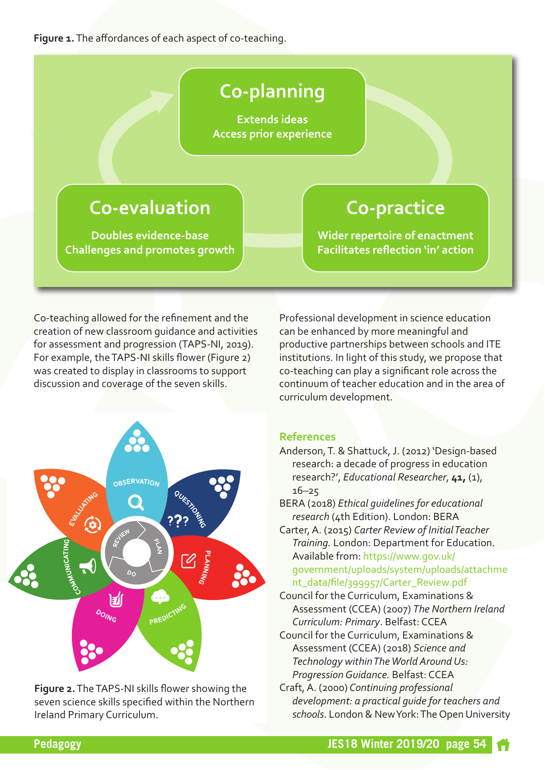**Figure 1.** The affordances of each aspect of co-teaching.

Co-planning
Extends ideas
Access prior experience

Co-evaluation
Doubles evidence-base
Challenges and promotes growth

Co-practice
Wider repertoire of enactment
Facilitates reflection 'in' action

Co-teaching allowed for the refinement and the creation of new classroom guidance and activities for assessment and progression (TAPS-NI, 2019). For example, the TAPS-NI skills flower (Figure 2) was created to display in classrooms to support discussion and coverage of the seven skills.

**Figure 2.** The TAPS-NI skills flower showing the seven science skills specified within the Northern Ireland Primary Curriculum.

Professional development in science education can be enhanced by more meaningful and productive partnerships between schools and ITE institutions. In light of this study, we propose that co-teaching can play a significant role across the continuum of teacher education and in the area of curriculum development.

## References

Anderson, T. & Shattuck, J. (2012) 'Design-based research: a decade of progress in education research?', *Educational Researcher*, **41,** (1), 16–25

BERA (2018) *Ethical guidelines for educational research* (4th Edition). London: BERA

Carter, A. (2015) *Carter Review of Initial Teacher Training.* London: Department for Education. Available from: https://www.gov.uk/government/uploads/system/uploads/attachment_data/file/399957/Carter_Review.pdf

Council for the Curriculum, Examinations & Assessment (CCEA) (2007) *The Northern Ireland Curriculum: Primary*. Belfast: CCEA

Council for the Curriculum, Examinations & Assessment (CCEA) (2018) *Science and Technology within The World Around Us: Progression Guidance.* Belfast: CCEA

Craft, A. (2000) *Continuing professional development: a practical guide for teachers and schools.* London & New York: The Open University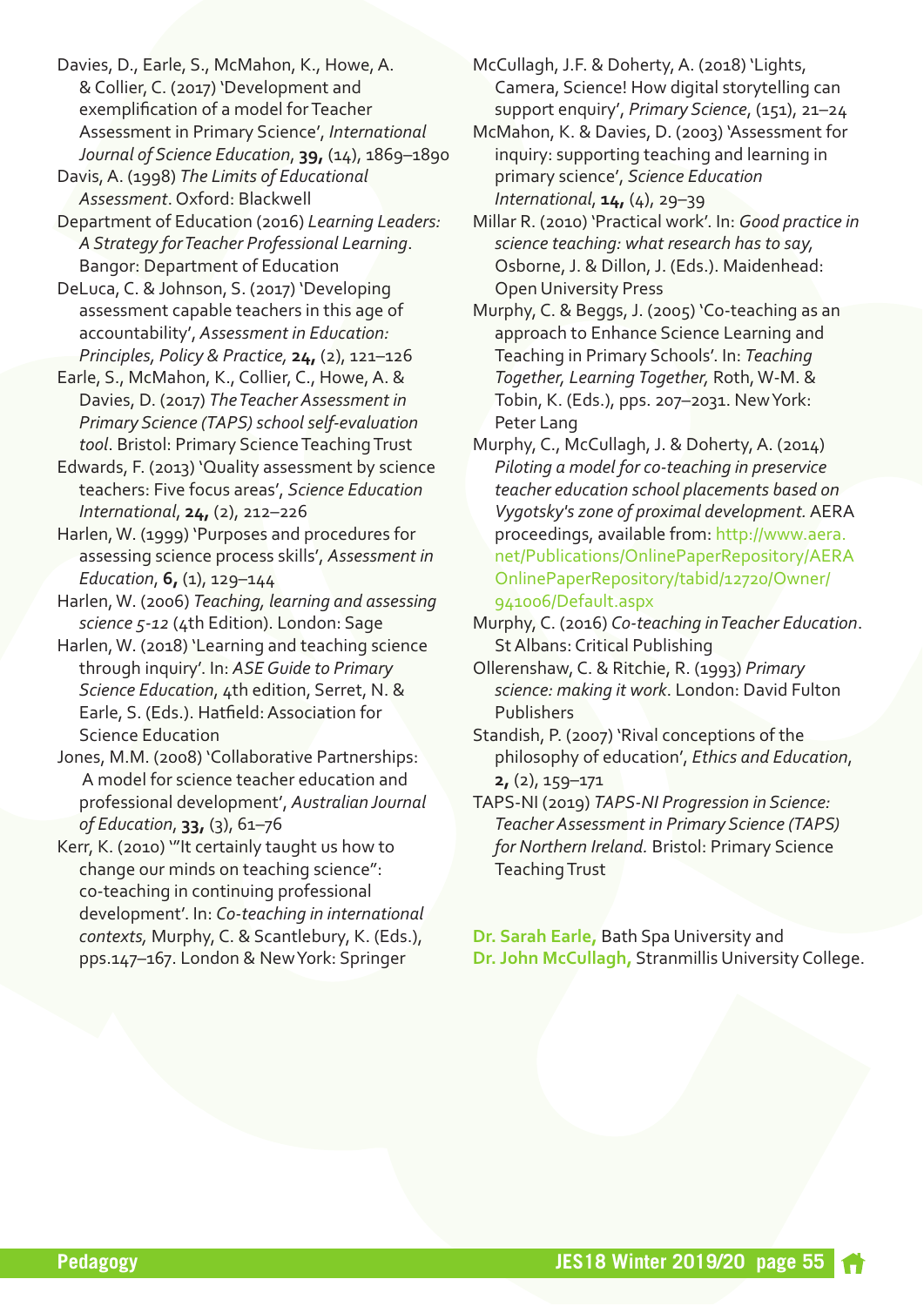Davies, D., Earle, S., McMahon, K., Howe, A. & Collier, C. (2017) 'Development and exemplification of a model for Teacher Assessment in Primary Science', *International Journal of Science Education*, **39,** (14), 1869–1890

Davis, A. (1998) *The Limits of Educational Assessment*. Oxford: Blackwell

Department of Education (2016) *Learning Leaders: A Strategy for Teacher Professional Learning*. Bangor: Department of Education

DeLuca, C. & Johnson, S. (2017) 'Developing assessment capable teachers in this age of accountability', *Assessment in Education: Principles, Policy & Practice,* **24,** (2), 121–126

Earle, S., McMahon, K., Collier, C., Howe, A. & Davies, D. (2017) *The Teacher Assessment in Primary Science (TAPS) school self-evaluation tool*. Bristol: Primary Science Teaching Trust

Edwards, F. (2013) 'Quality assessment by science teachers: Five focus areas', *Science Education International*, **24,** (2), 212–226

Harlen, W. (1999) 'Purposes and procedures for assessing science process skills', *Assessment in Education*, **6,** (1), 129–144

Harlen, W. (2006) *Teaching, learning and assessing science 5-12* (4th Edition). London: Sage

Harlen, W. (2018) 'Learning and teaching science through inquiry'. In: *ASE Guide to Primary Science Education*, 4th edition, Serret, N. & Earle, S. (Eds.). Hatfield: Association for Science Education

Jones, M.M. (2008) 'Collaborative Partnerships: A model for science teacher education and professional development', *Australian Journal of Education*, **33,** (3), 61–76

Kerr, K. (2010) '"It certainly taught us how to change our minds on teaching science": co-teaching in continuing professional development'. In: *Co-teaching in international contexts,* Murphy, C. & Scantlebury, K. (Eds.), pps.147–167. London & New York: Springer

McCullagh, J.F. & Doherty, A. (2018) 'Lights, Camera, Science! How digital storytelling can support enquiry', *Primary Science*, (151), 21–24

McMahon, K. & Davies, D. (2003) 'Assessment for inquiry: supporting teaching and learning in primary science', *Science Education International*, **14,** (4), 29–39

Millar R. (2010) 'Practical work'. In: *Good practice in science teaching: what research has to say*, Osborne, J. & Dillon, J. (Eds.). Maidenhead: Open University Press

Murphy, C. & Beggs, J. (2005) 'Co-teaching as an approach to Enhance Science Learning and Teaching in Primary Schools'. In: *Teaching Together, Learning Together,* Roth, W-M. & Tobin, K. (Eds.), pps. 207–2031. New York: Peter Lang

Murphy, C., McCullagh, J. & Doherty, A. (2014) *Piloting a model for co-teaching in preservice teacher education school placements based on Vygotsky's zone of proximal development.* AERA proceedings, available from: http://www.aera.net/Publications/OnlinePaperRepository/AERAOnlinePaperRepository/tabid/12720/Owner/941006/Default.aspx

Murphy, C. (2016) *Co-teaching in Teacher Education*. St Albans: Critical Publishing

Ollerenshaw, C. & Ritchie, R. (1993) *Primary science: making it work*. London: David Fulton Publishers

Standish, P. (2007) 'Rival conceptions of the philosophy of education', *Ethics and Education*, **2,** (2), 159–171

TAPS-NI (2019) *TAPS-NI Progression in Science: Teacher Assessment in Primary Science (TAPS) for Northern Ireland.* Bristol: Primary Science Teaching Trust

**Dr. Sarah Earle,** Bath Spa University and
**Dr. John McCullagh,** Stranmillis University College.